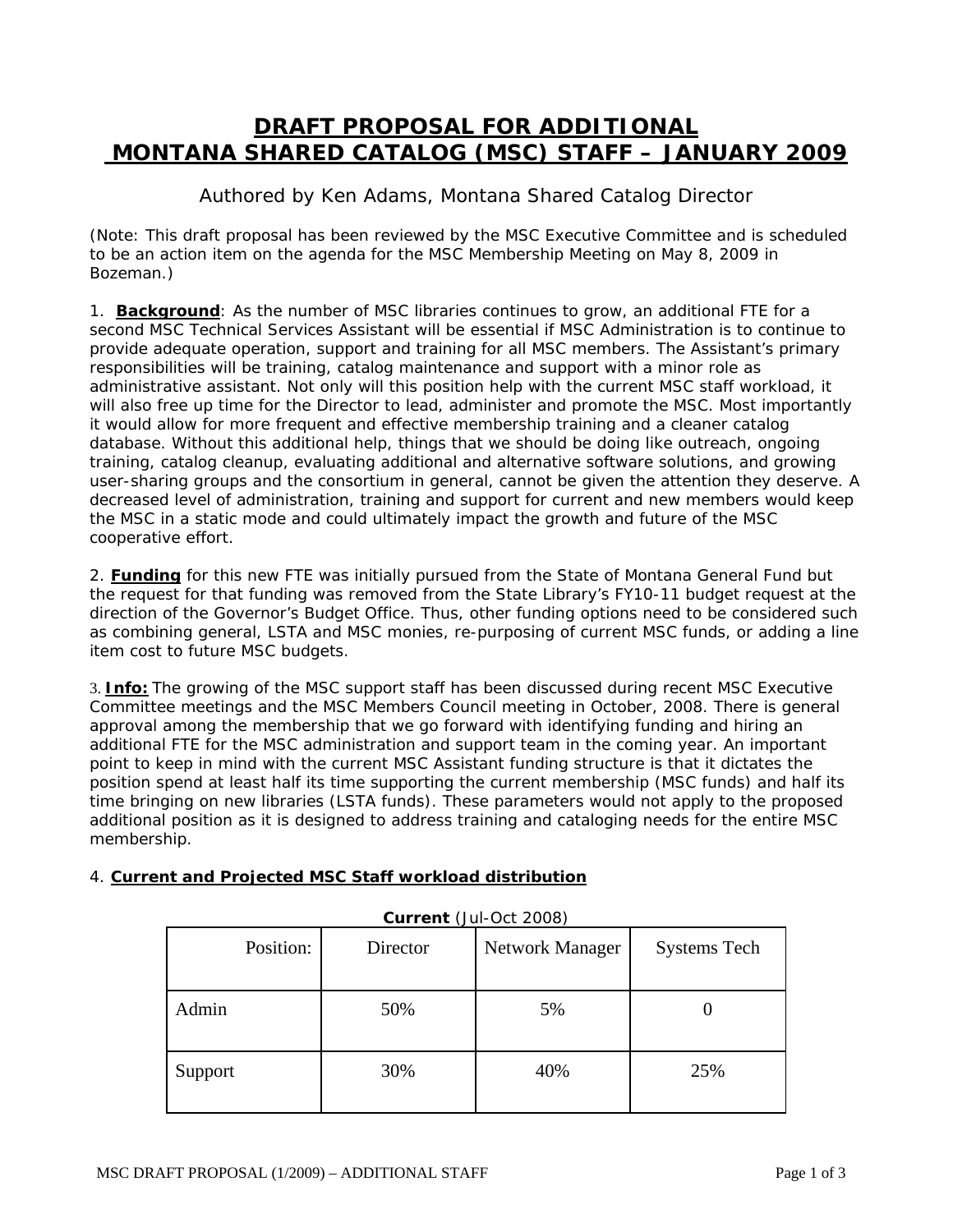# DRAFT PROPOSAL FOR ADDITIONAL MONTANA SHARED CATALOG (MSC) STAFF – JANUARY 2009

Authored by Ken Adams, Montana Shared Catalog Director

(Note: This draft proposal has been reviewed by the MSC Executive Committee and is scheduled to be an action item on the agenda for the MSC Membership Meeting on May 8, 2009 in Bozeman.)

1. **Background**: As the number of MSC libraries continues to grow, an additional FTE for a second MSC Technical Services Assistant will be essential if MSC Administration is to continue to provide adequate operation, support and training for all MSC members. The Assistant's primary responsibilities will be training, catalog maintenance and support with a minor role as administrative assistant. Not only will this position help with the current MSC staff workload, it will also free up time for the Director to lead, administer and promote the MSC. Most importantly it would allow for more frequent and effective membership training and a cleaner catalog database. Without this additional help, things that we should be doing like outreach, ongoing training, catalog cleanup, evaluating additional and alternative software solutions, and growing user-sharing groups and the consortium in general, cannot be given the attention they deserve. A decreased level of administration, training and support for current and new members would keep the MSC in a static mode and could ultimately impact the growth and future of the MSC cooperative effort.

2. **Funding** for this new FTE was initially pursued from the State of Montana General Fund but the request for that funding was removed from the State Library's FY10-11 budget request at the direction of the Governor's Budget Office. Thus, other funding options need to be considered such as combining general, LSTA and MSC monies, re-purposing of current MSC funds, or adding a line item cost to future MSC budgets.

3. **Info:** The growing of the MSC support staff has been discussed during recent MSC Executive Committee meetings and the MSC Members Council meeting in October, 2008. There is general approval among the membership that we go forward with identifying funding and hiring an additional FTE for the MSC administration and support team in the coming year. An important point to keep in mind with the current MSC Assistant funding structure is that it dictates the position spend at least half its time supporting the current membership (MSC funds) and half its time bringing on new libraries (LSTA funds). These parameters would not apply to the proposed additional position as it is designed to address training and cataloging needs for the entire MSC membership.

4. **Current and Projected MSC Staff workload distribution**

**Current** (Jul-Oct 2008)

| Position: | Director | Network Manager | Systems Tech |
|---|---|---|---|
| Admin | 50% | 5% | 0 |
| Support | 30% | 40% | 25% |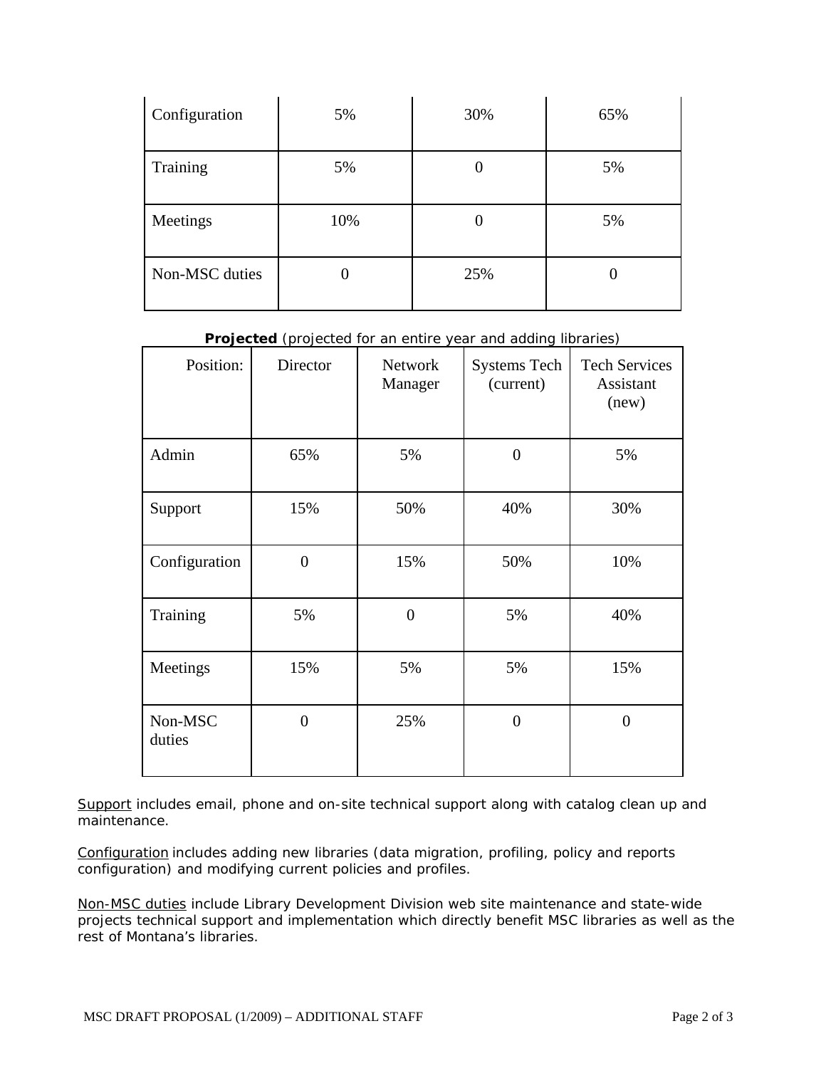| Configuration | 5% | 30% | 65% |
|---|---|---|---|
| Training | 5% | 0 | 5% |
| Meetings | 10% | 0 | 5% |
| Non-MSC duties | 0 | 25% | 0 |

**Projected** (projected for an entire year and adding libraries)

| Position: | Director | Network Manager | Systems Tech (current) | Tech Services Assistant (new) |
|---|---|---|---|---|
| Admin | 65% | 5% | 0 | 5% |
| Support | 15% | 50% | 40% | 30% |
| Configuration | 0 | 15% | 50% | 10% |
| Training | 5% | 0 | 5% | 40% |
| Meetings | 15% | 5% | 5% | 15% |
| Non-MSC duties | 0 | 25% | 0 | 0 |

Support includes email, phone and on-site technical support along with catalog clean up and maintenance.

Configuration includes adding new libraries (data migration, profiling, policy and reports configuration) and modifying current policies and profiles.

Non-MSC duties include Library Development Division web site maintenance and state-wide projects technical support and implementation which directly benefit MSC libraries as well as the rest of Montana's libraries.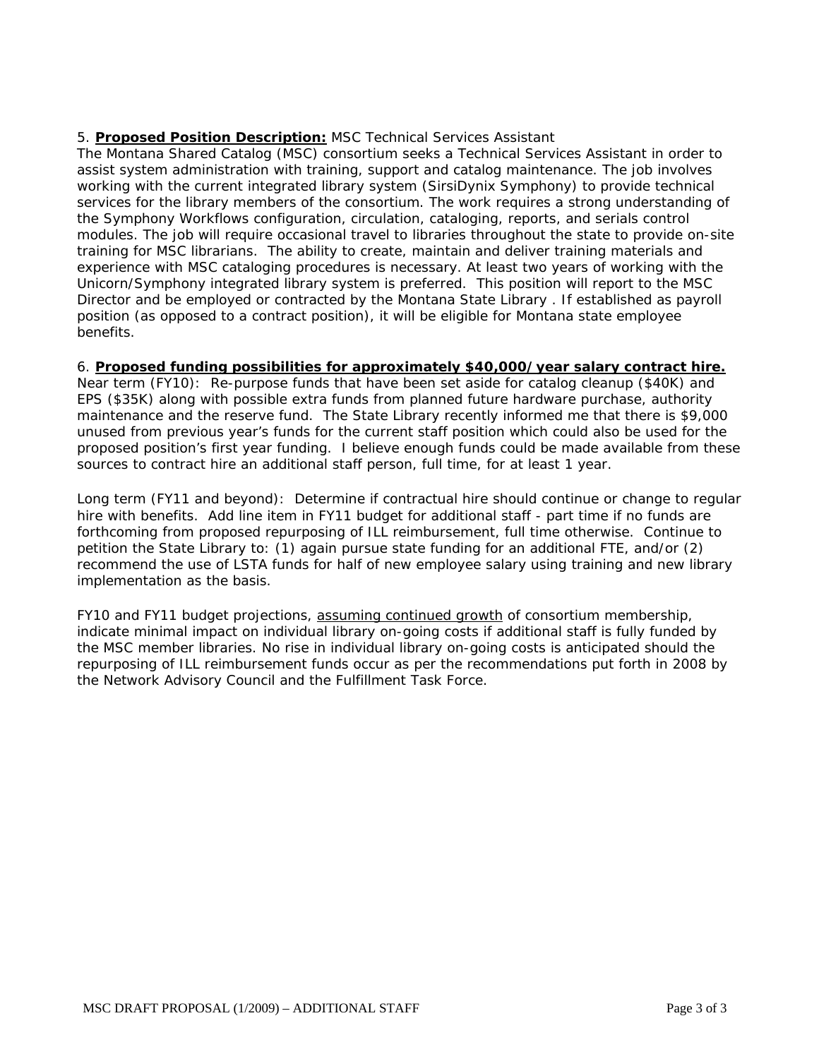5. **Proposed Position Description:** MSC Technical Services Assistant

The Montana Shared Catalog (MSC) consortium seeks a Technical Services Assistant in order to assist system administration with training, support and catalog maintenance. The job involves working with the current integrated library system (SirsiDynix Symphony) to provide technical services for the library members of the consortium. The work requires a strong understanding of the Symphony Workflows configuration, circulation, cataloging, reports, and serials control modules. The job will require occasional travel to libraries throughout the state to provide on-site training for MSC librarians. The ability to create, maintain and deliver training materials and experience with MSC cataloging procedures is necessary. At least two years of working with the Unicorn/Symphony integrated library system is preferred. This position will report to the MSC Director and be employed or contracted by the Montana State Library . If established as payroll position (as opposed to a contract position), it will be eligible for Montana state employee benefits.

6. **Proposed funding possibilities for approximately $40,000/year salary contract hire.**

Near term (FY10): Re-purpose funds that have been set aside for catalog cleanup ($40K) and EPS ($35K) along with possible extra funds from planned future hardware purchase, authority maintenance and the reserve fund. The State Library recently informed me that there is $9,000 unused from previous year's funds for the current staff position which could also be used for the proposed position's first year funding. I believe enough funds could be made available from these sources to contract hire an additional staff person, full time, for at least 1 year.

Long term (FY11 and beyond): Determine if contractual hire should continue or change to regular hire with benefits. Add line item in FY11 budget for additional staff - part time if no funds are forthcoming from proposed repurposing of ILL reimbursement, full time otherwise. Continue to petition the State Library to: (1) again pursue state funding for an additional FTE, and/or (2) recommend the use of LSTA funds for half of new employee salary using training and new library implementation as the basis.

FY10 and FY11 budget projections, assuming continued growth of consortium membership, indicate minimal impact on individual library on-going costs if additional staff is fully funded by the MSC member libraries. No rise in individual library on-going costs is anticipated should the repurposing of ILL reimbursement funds occur as per the recommendations put forth in 2008 by the Network Advisory Council and the Fulfillment Task Force.